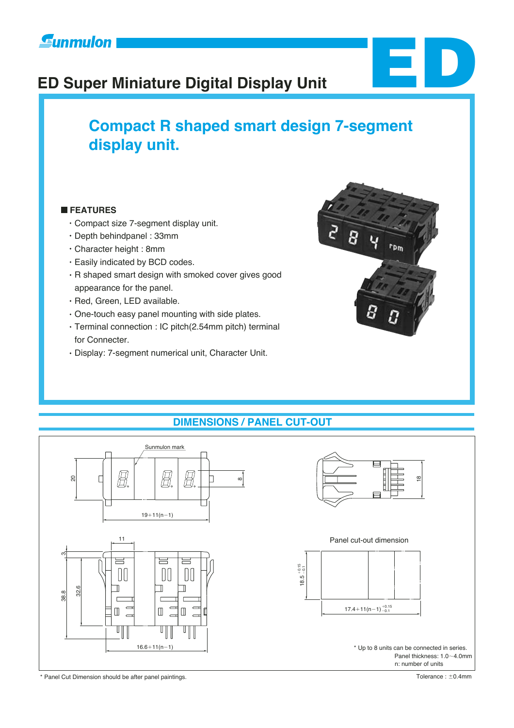Sunmulon

# ED Super Miniature Digital Display Unit

ED

## Compact R shaped smart design 7-segment display unit.

### FEATURES

- Compact size 7-segment display unit.
- Depth behindpanel : 33mm
- Character height : 8mm
- Easily indicated by BCD codes.
- R shaped smart design with smoked cover gives good appearance for the panel.
- Red, Green, LED available.
- One-touch easy panel mounting with side plates.
- Terminal connection : IC pitch(2.54mm pitch) terminal for Connecter.
- Display: 7-segment numerical unit, Character Unit.

## DIMENSIONS / PANEL CUT-OUT

Sunmulon mark

20

8

19+11(n−1)

18

11

3

38.8

32.6

16.6+11(n−1)

Panel cut-out dimension

$18.5^{+0.15}_{-0.1}$

$17.4+11(n-1)^{+0.15}_{-0.1}$

* Up to 8 units can be connected in series.
Panel thickness: 1.0~4.0mm
n: number of units

* Panel Cut Dimension should be after panel paintings.

Tolerance : ±0.4mm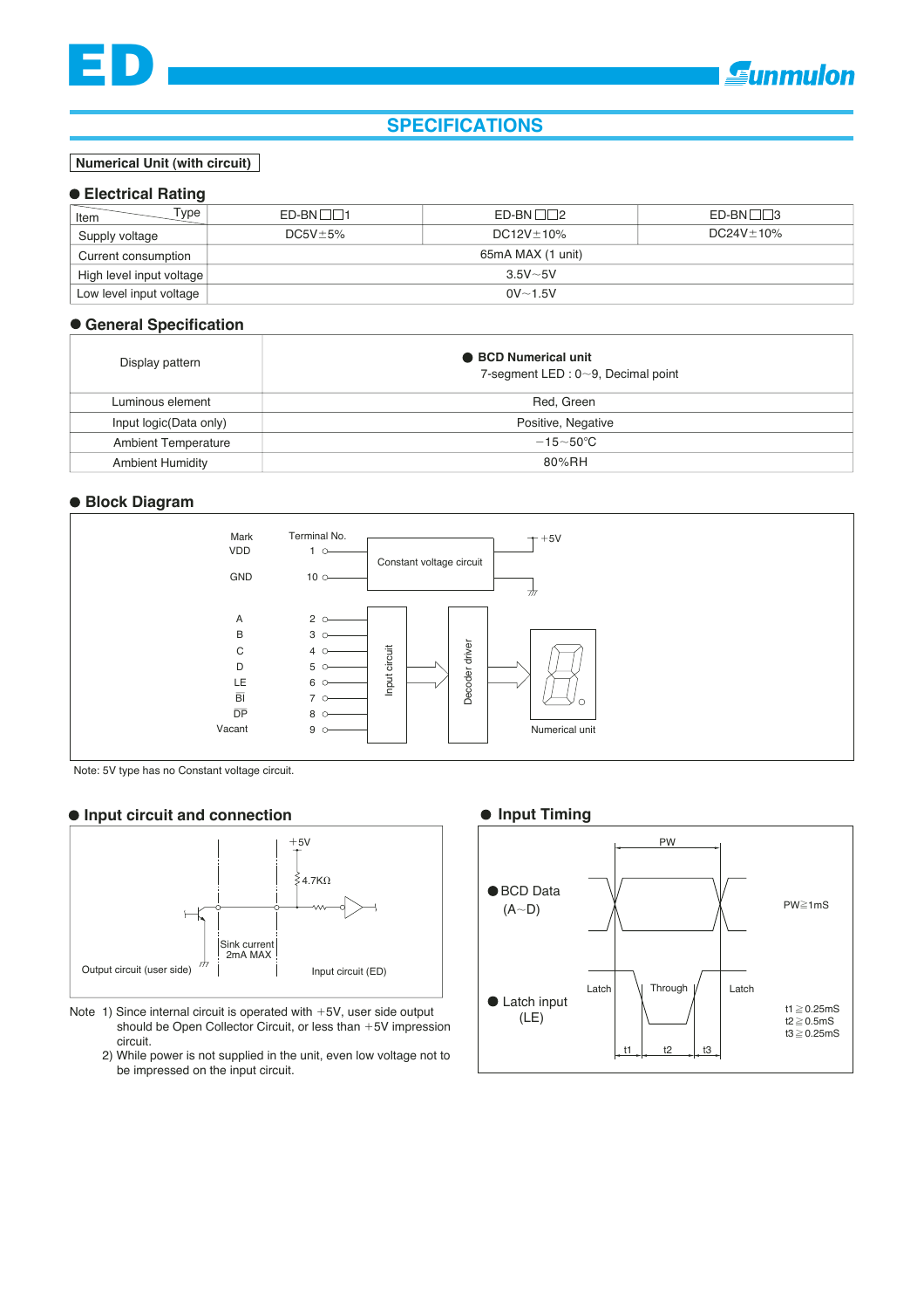# SPECIFICATIONS

**Numerical Unit (with circuit)**

## ● Electrical Rating

| Item \ Type | ED-BN□□1 | ED-BN□□2 | ED-BN□□3 |
|---|---|---|---|
| Supply voltage | DC5V±5% | DC12V±10% | DC24V±10% |
| Current consumption | 65mA MAX (1 unit) | | |
| High level input voltage | 3.5V~5V | | |
| Low level input voltage | 0V~1.5V | | |

## ● General Specification

| | |
|---|---|
| Display pattern | ● **BCD Numerical unit**<br>7-segment LED : 0~9, Decimal point |
| Luminous element | Red, Green |
| Input logic(Data only) | Positive, Negative |
| Ambient Temperature | −15~50°C |
| Ambient Humidity | 80%RH |

## ● Block Diagram

| Mark | Terminal No. |
|---|---|
| VDD | 1 |
| GND | 10 |
| A | 2 |
| B | 3 |
| C | 4 |
| D | 5 |
| LE | 6 |
| $\overline{BI}$ | 7 |
| $\overline{DP}$ | 8 |
| Vacant | 9 |

Constant voltage circuit → +5V; Input circuit → Decoder driver → Numerical unit

Note: 5V type has no Constant voltage circuit.

## ● Input circuit and connection

+5V, 4.7KΩ, Sink current 2mA MAX

Output circuit (user side) — Input circuit (ED)

Note 1) Since internal circuit is operated with +5V, user side output should be Open Collector Circuit, or less than +5V impression circuit.

2) While power is not supplied in the unit, even low voltage not to be impressed on the input circuit.

## ● Input Timing

● BCD Data (A~D) — PW — PW≧1mS

● Latch input (LE) — Latch / Through / Latch

t1≧0.25mS
t2≧0.5mS
t3≧0.25mS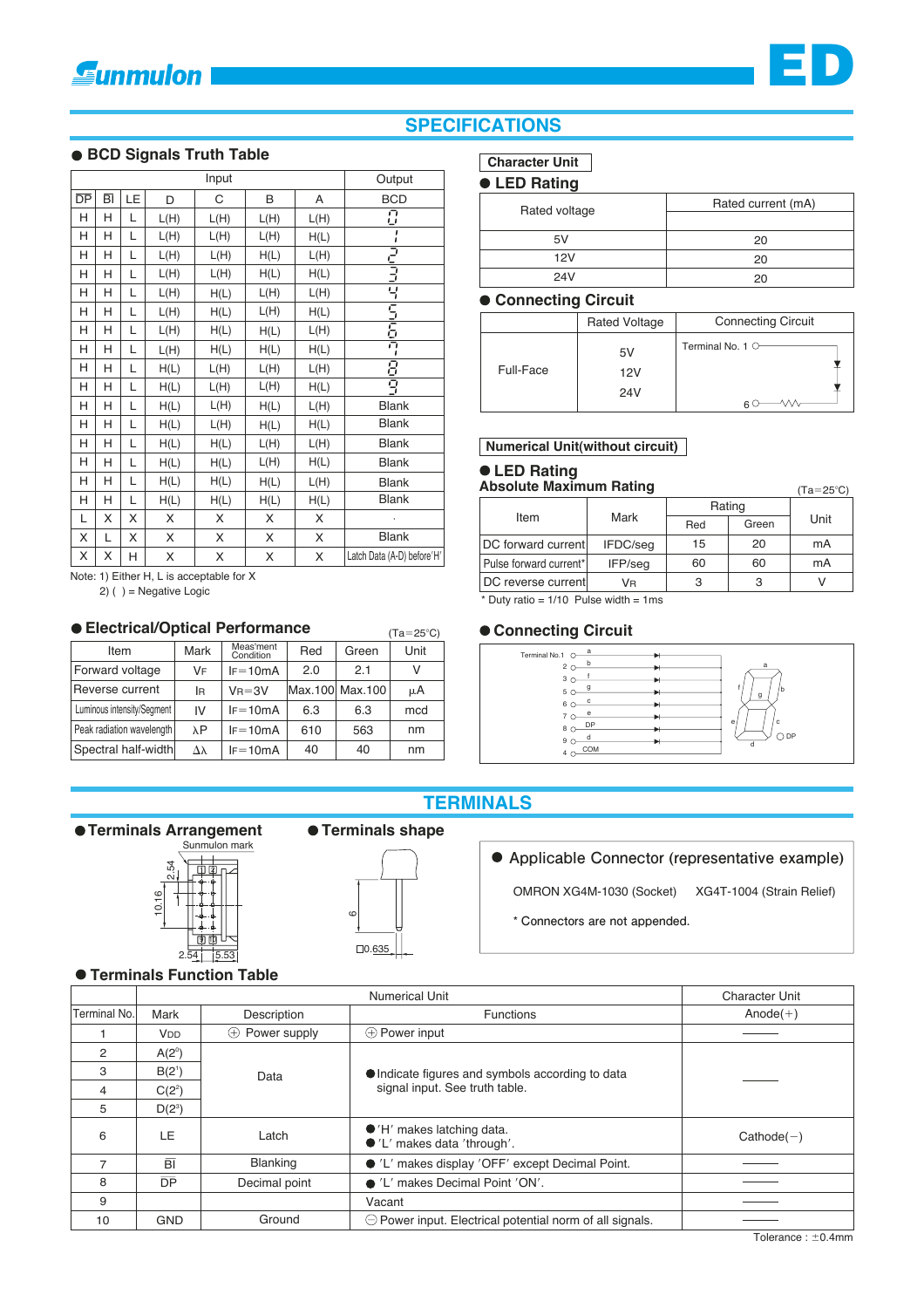# SPECIFICATIONS

## BCD Signals Truth Table

| Input | | | | | | | Output |
|---|---|---|---|---|---|---|---|
| $\overline{DP}$ | $\overline{BI}$ | LE | D | C | B | A | BCD |
| H | H | L | L(H) | L(H) | L(H) | L(H) | 0 |
| H | H | L | L(H) | L(H) | L(H) | H(L) | 1 |
| H | H | L | L(H) | L(H) | H(L) | L(H) | 2 |
| H | H | L | L(H) | L(H) | H(L) | H(L) | 3 |
| H | H | L | L(H) | H(L) | L(H) | L(H) | 4 |
| H | H | L | L(H) | H(L) | L(H) | H(L) | 5 |
| H | H | L | L(H) | H(L) | H(L) | L(H) | 6 |
| H | H | L | L(H) | H(L) | H(L) | H(L) | 7 |
| H | H | L | H(L) | L(H) | L(H) | L(H) | 8 |
| H | H | L | H(L) | L(H) | L(H) | H(L) | 9 |
| H | H | L | H(L) | L(H) | H(L) | L(H) | Blank |
| H | H | L | H(L) | L(H) | H(L) | H(L) | Blank |
| H | H | L | H(L) | H(L) | L(H) | L(H) | Blank |
| H | H | L | H(L) | H(L) | L(H) | H(L) | Blank |
| H | H | L | H(L) | H(L) | H(L) | L(H) | Blank |
| H | H | L | H(L) | H(L) | H(L) | H(L) | Blank |
| L | X | X | X | X | X | X | . |
| X | L | X | X | X | X | X | Blank |
| X | X | H | X | X | X | X | Latch Data (A-D) before'H' |

Note: 1) Either H, L is acceptable for X
2) ( ) = Negative Logic

## Electrical/Optical Performance

(Ta=25°C)

| Item | Mark | Meas'ment Condition | Red | Green | Unit |
|---|---|---|---|---|---|
| Forward voltage | $V_F$ | $I_F$=10mA | 2.0 | 2.1 | V |
| Reverse current | $I_R$ | $V_R$=3V | Max.100 | Max.100 | μA |
| Luminous intensity/Segment | IV | $I_F$=10mA | 6.3 | 6.3 | mcd |
| Peak radiation wavelength | λP | $I_F$=10mA | 610 | 563 | nm |
| Spectral half-width | Δλ | $I_F$=10mA | 40 | 40 | nm |

## Character Unit

### LED Rating

| Rated voltage | Rated current (mA) |
|---|---|
| 5V | 20 |
| 12V | 20 |
| 24V | 20 |

### Connecting Circuit

| | Rated Voltage | Connecting Circuit |
|---|---|---|
| Full-Face | 5V<br>12V<br>24V | Terminal No. 1 — 6 |

## Numerical Unit(without circuit)

### LED Rating

**Absolute Maximum Rating** (Ta=25°C)

| Item | Mark | Rating | | Unit |
|---|---|---|---|---|
| | | Red | Green | |
| DC forward current | IFDC/seg | 15 | 20 | mA |
| Pulse forward current* | IFP/seg | 60 | 60 | mA |
| DC reverse current | $V_R$ | 3 | 3 | V |

\* Duty ratio = 1/10 Pulse width = 1ms

### Connecting Circuit

Terminal No.1 a, 2 b, 3 f, 5 g, 6 c, 7 e, 8 DP, 9 d, 4 COM

# TERMINALS

## Terminals Arrangement

Sunmulon mark

2.54, 10.16, 2.54, 5.53

## Terminals shape

6, □0.635

## Applicable Connector (representative example)

OMRON XG4M-1030 (Socket) XG4T-1004 (Strain Relief)

\* Connectors are not appended.

## Terminals Function Table

| Terminal No. | Numerical Unit | | | Character Unit |
|---|---|---|---|---|
| | Mark | Description | Functions | Anode(+) |
| 1 | VDD | ⊕ Power supply | ⊕ Power input | —— |
| 2 | A($2^0$) | Data | ● Indicate figures and symbols according to data signal input. See truth table. | —— |
| 3 | B($2^1$) | | | |
| 4 | C($2^2$) | | | |
| 5 | D($2^3$) | | | |
| 6 | LE | Latch | ● 'H' makes latching data.<br>● 'L' makes data 'through'. | Cathode(−) |
| 7 | $\overline{BI}$ | Blanking | ● 'L' makes display 'OFF' except Decimal Point. | —— |
| 8 | $\overline{DP}$ | Decimal point | ● 'L' makes Decimal Point 'ON'. | —— |
| 9 | | | Vacant | —— |
| 10 | GND | Ground | ⊖ Power input. Electrical potential norm of all signals. | —— |

Tolerance : ±0.4mm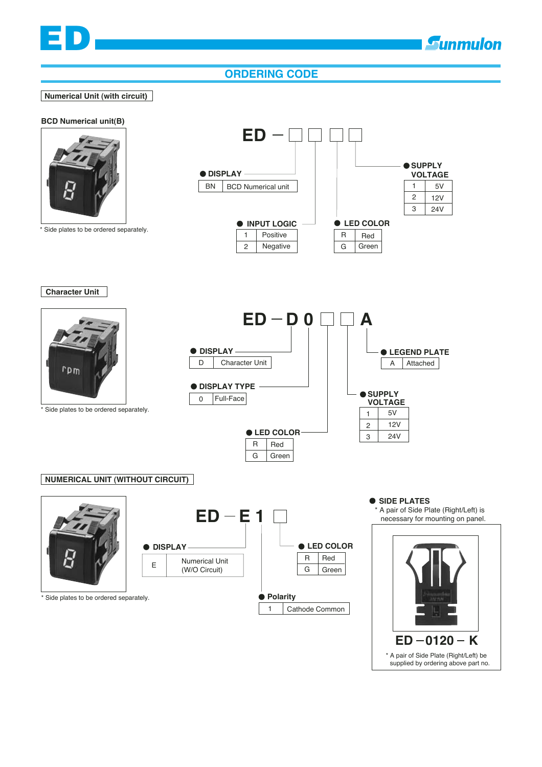## ORDERING CODE

### Numerical Unit (with circuit)

**BCD Numerical unit(B)**

* Side plates to be ordered separately.

**ED – □ □ □ □**

● **DISPLAY**

| | |
|---|---|
| BN | BCD Numerical unit |

● **INPUT LOGIC**

| | |
|---|---|
| 1 | Positive |
| 2 | Negative |

● **LED COLOR**

| | |
|---|---|
| R | Red |
| G | Green |

● **SUPPLY VOLTAGE**

| | |
|---|---|
| 1 | 5V |
| 2 | 12V |
| 3 | 24V |

### Character Unit

* Side plates to be ordered separately.

**ED – D 0 □ □ A**

● **DISPLAY**

| | |
|---|---|
| D | Character Unit |

● **DISPLAY TYPE**

| | |
|---|---|
| 0 | Full-Face |

● **LED COLOR**

| | |
|---|---|
| R | Red |
| G | Green |

● **SUPPLY VOLTAGE**

| | |
|---|---|
| 1 | 5V |
| 2 | 12V |
| 3 | 24V |

● **LEGEND PLATE**

| | |
|---|---|
| A | Attached |

### NUMERICAL UNIT (WITHOUT CIRCUIT)

* Side plates to be ordered separately.

**ED – E 1 □**

● **DISPLAY**

| | |
|---|---|
| E | Numerical Unit (W/O Circuit) |

● **Polarity**

| | |
|---|---|
| 1 | Cathode Common |

● **LED COLOR**

| | |
|---|---|
| R | Red |
| G | Green |

● **SIDE PLATES**

* A pair of Side Plate (Right/Left) is necessary for mounting on panel.

**ED – 0120 – K**

* A pair of Side Plate (Right/Left) be supplied by ordering above part no.